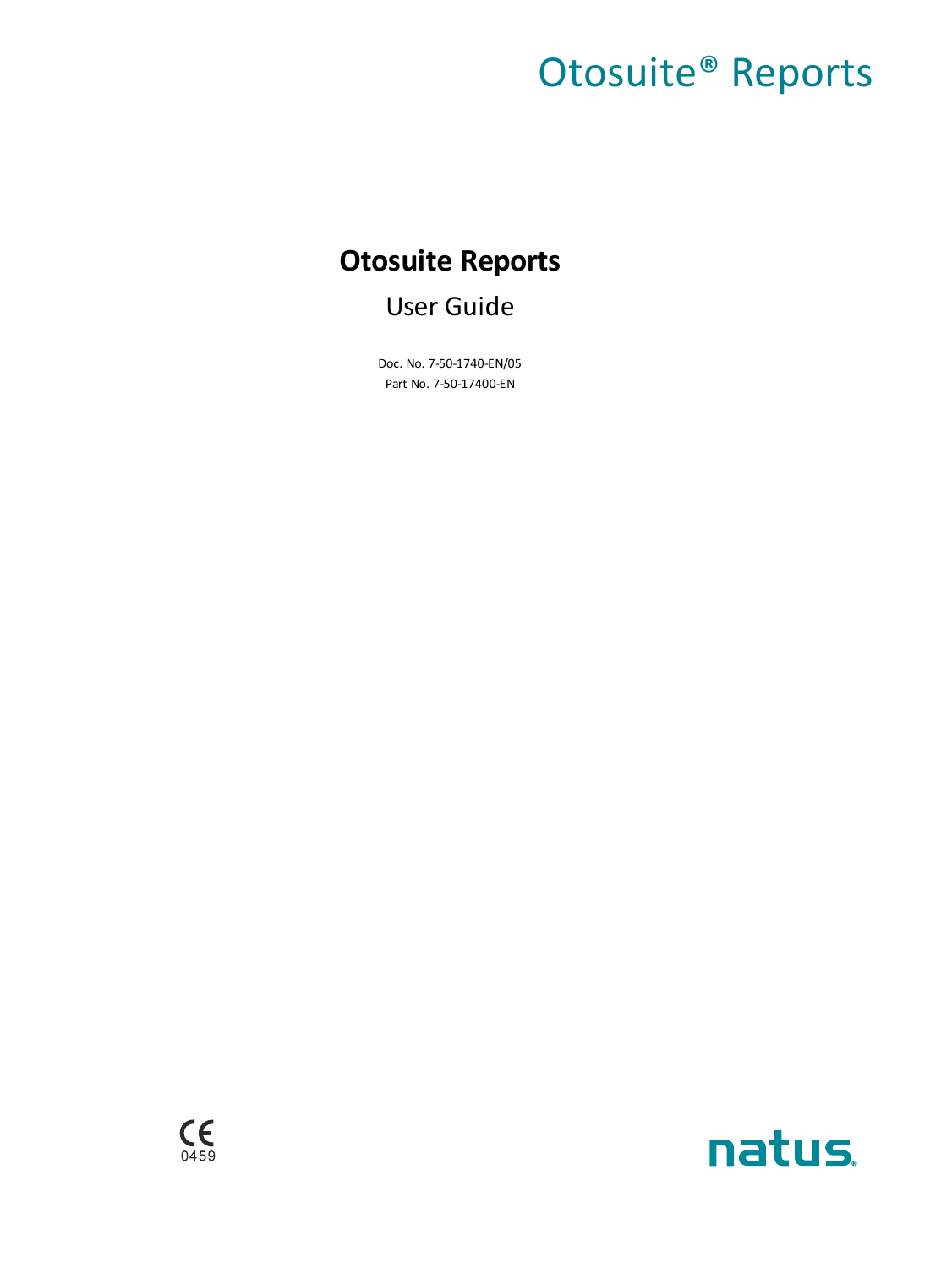# Otosuite® Reports

## Otosuite Reports

User Guide

Doc. No. 7-50-1740-EN/05

Part No. 7-50-17400-EN

CE 0459

natus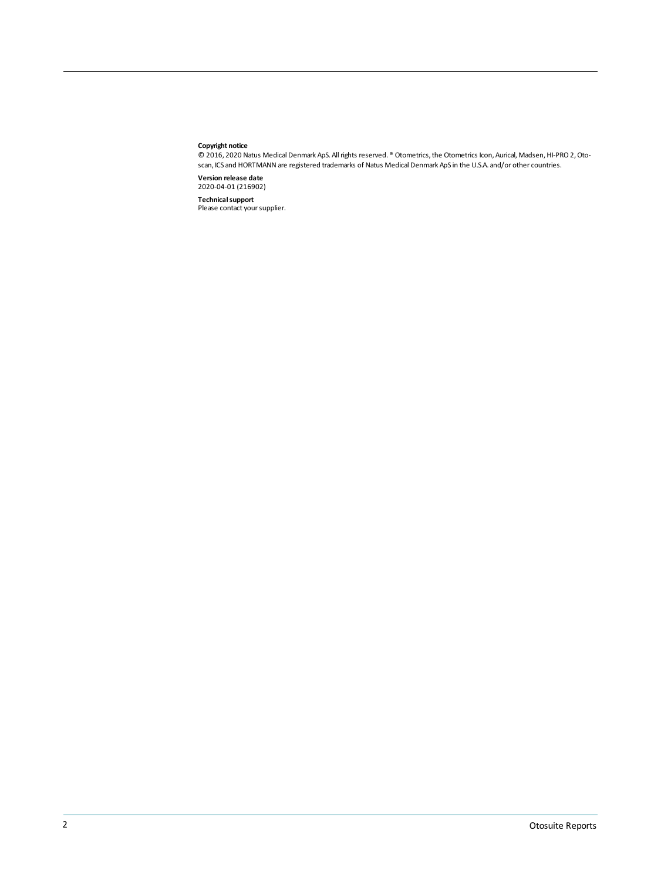**Copyright notice**
© 2016, 2020 Natus Medical Denmark ApS. All rights reserved. ® Otometrics, the Otometrics Icon, Aurical, Madsen, HI-PRO 2, Otoscan, ICS and HORTMANN are registered trademarks of Natus Medical Denmark ApS in the U.S.A. and/or other countries.

**Version release date**
2020-04-01 (216902)

**Technical support**
Please contact your supplier.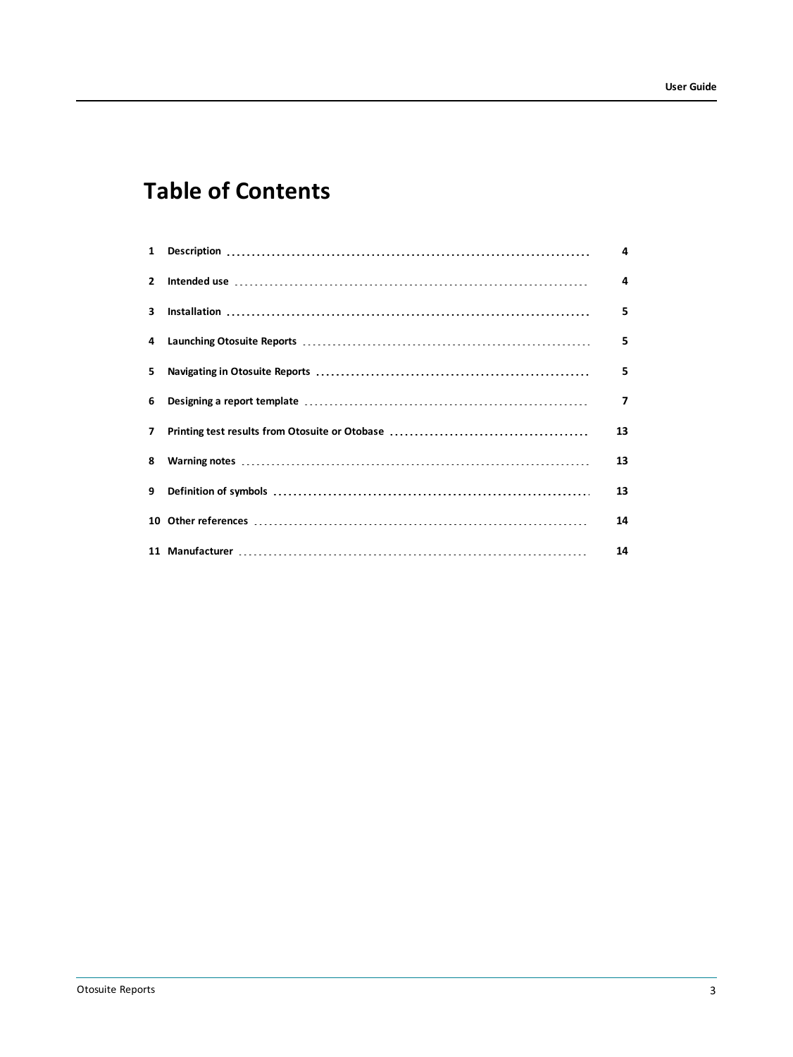# Table of Contents

| | | |
|---|---|---|
| 1 | Description | 4 |
| 2 | Intended use | 4 |
| 3 | Installation | 5 |
| 4 | Launching Otosuite Reports | 5 |
| 5 | Navigating in Otosuite Reports | 5 |
| 6 | Designing a report template | 7 |
| 7 | Printing test results from Otosuite or Otobase | 13 |
| 8 | Warning notes | 13 |
| 9 | Definition of symbols | 13 |
| 10 | Other references | 14 |
| 11 | Manufacturer | 14 |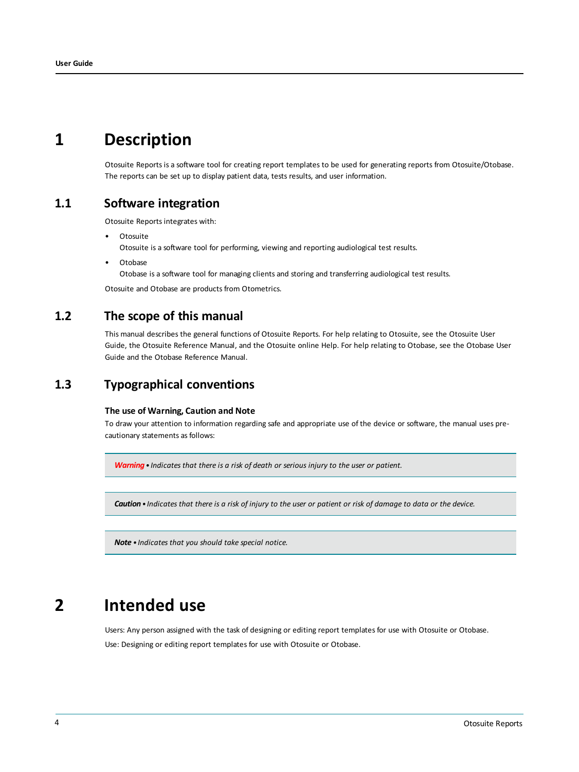# 1 Description

Otosuite Reports is a software tool for creating report templates to be used for generating reports from Otosuite/Otobase. The reports can be set up to display patient data, tests results, and user information.

## 1.1 Software integration

Otosuite Reports integrates with:

- Otosuite
  Otosuite is a software tool for performing, viewing and reporting audiological test results.
- Otobase
  Otobase is a software tool for managing clients and storing and transferring audiological test results.

Otosuite and Otobase are products from Otometrics.

## 1.2 The scope of this manual

This manual describes the general functions of Otosuite Reports. For help relating to Otosuite, see the Otosuite User Guide, the Otosuite Reference Manual, and the Otosuite online Help. For help relating to Otobase, see the Otobase User Guide and the Otobase Reference Manual.

## 1.3 Typographical conventions

### The use of Warning, Caution and Note

To draw your attention to information regarding safe and appropriate use of the device or software, the manual uses precautionary statements as follows:

> ***Warning*** • *Indicates that there is a risk of death or serious injury to the user or patient.*

> ***Caution*** • *Indicates that there is a risk of injury to the user or patient or risk of damage to data or the device.*

> ***Note*** • *Indicates that you should take special notice.*

# 2 Intended use

Users: Any person assigned with the task of designing or editing report templates for use with Otosuite or Otobase.

Use: Designing or editing report templates for use with Otosuite or Otobase.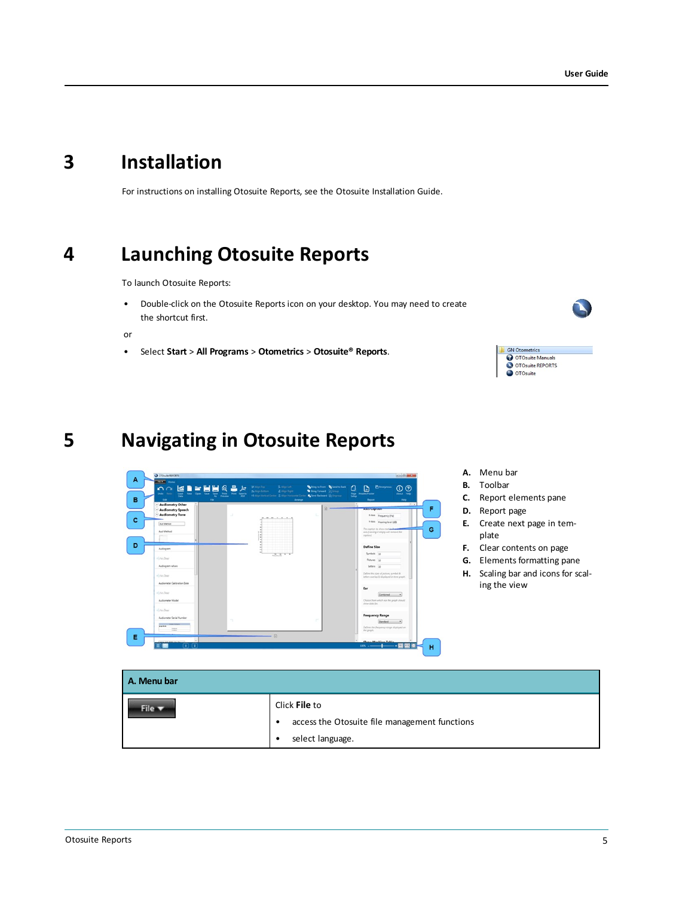# 3 Installation

For instructions on installing Otosuite Reports, see the Otosuite Installation Guide.

# 4 Launching Otosuite Reports

To launch Otosuite Reports:

- Double-click on the Otosuite Reports icon on your desktop. You may need to create the shortcut first.

or

- Select **Start** > **All Programs** > **Otometrics** > **Otosuite® Reports**.

# 5 Navigating in Otosuite Reports

**A.** Menu bar
**B.** Toolbar
**C.** Report elements pane
**D.** Report page
**E.** Create next page in template
**F.** Clear contents on page
**G.** Elements formatting pane
**H.** Scaling bar and icons for scaling the view

| A. Menu bar | |
|---|---|
| File ▾ | Click **File** to<br>• access the Otosuite file management functions<br>• select language. |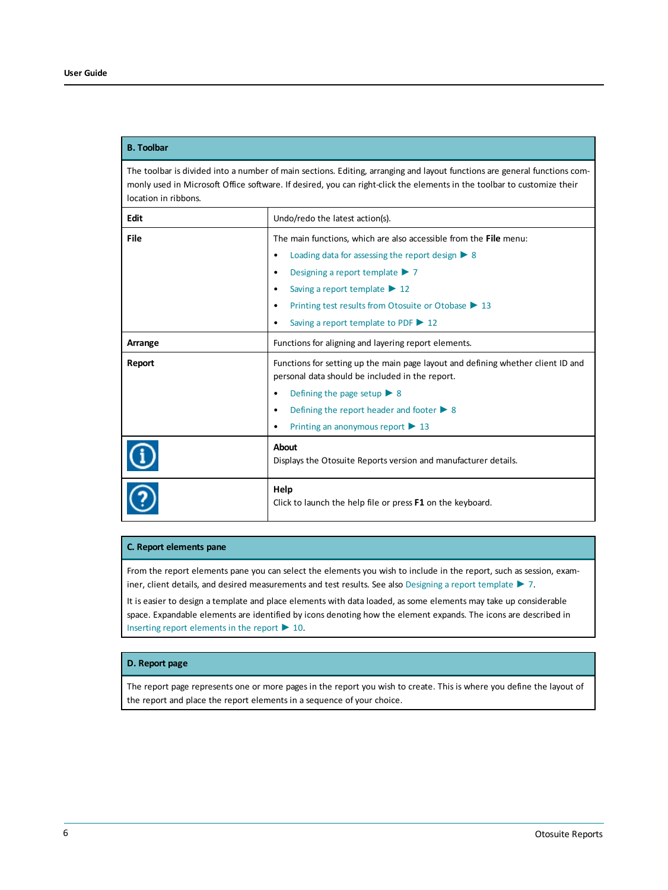## B. Toolbar

The toolbar is divided into a number of main sections. Editing, arranging and layout functions are general functions commonly used in Microsoft Office software. If desired, you can right-click the elements in the toolbar to customize their location in ribbons.

| | |
|---|---|
| **Edit** | Undo/redo the latest action(s). |
| **File** | The main functions, which are also accessible from the **File** menu:<br>• Loading data for assessing the report design ▶ 8<br>• Designing a report template ▶ 7<br>• Saving a report template ▶ 12<br>• Printing test results from Otosuite or Otobase ▶ 13<br>• Saving a report template to PDF ▶ 12 |
| **Arrange** | Functions for aligning and layering report elements. |
| **Report** | Functions for setting up the main page layout and defining whether client ID and personal data should be included in the report.<br>• Defining the page setup ▶ 8<br>• Defining the report header and footer ▶ 8<br>• Printing an anonymous report ▶ 13 |
| | **About**<br>Displays the Otosuite Reports version and manufacturer details. |
| | **Help**<br>Click to launch the help file or press **F1** on the keyboard. |

## C. Report elements pane

From the report elements pane you can select the elements you wish to include in the report, such as session, examiner, client details, and desired measurements and test results. See also Designing a report template ▶ 7.

It is easier to design a template and place elements with data loaded, as some elements may take up considerable space. Expandable elements are identified by icons denoting how the element expands. The icons are described in Inserting report elements in the report ▶ 10.

## D. Report page

The report page represents one or more pages in the report you wish to create. This is where you define the layout of the report and place the report elements in a sequence of your choice.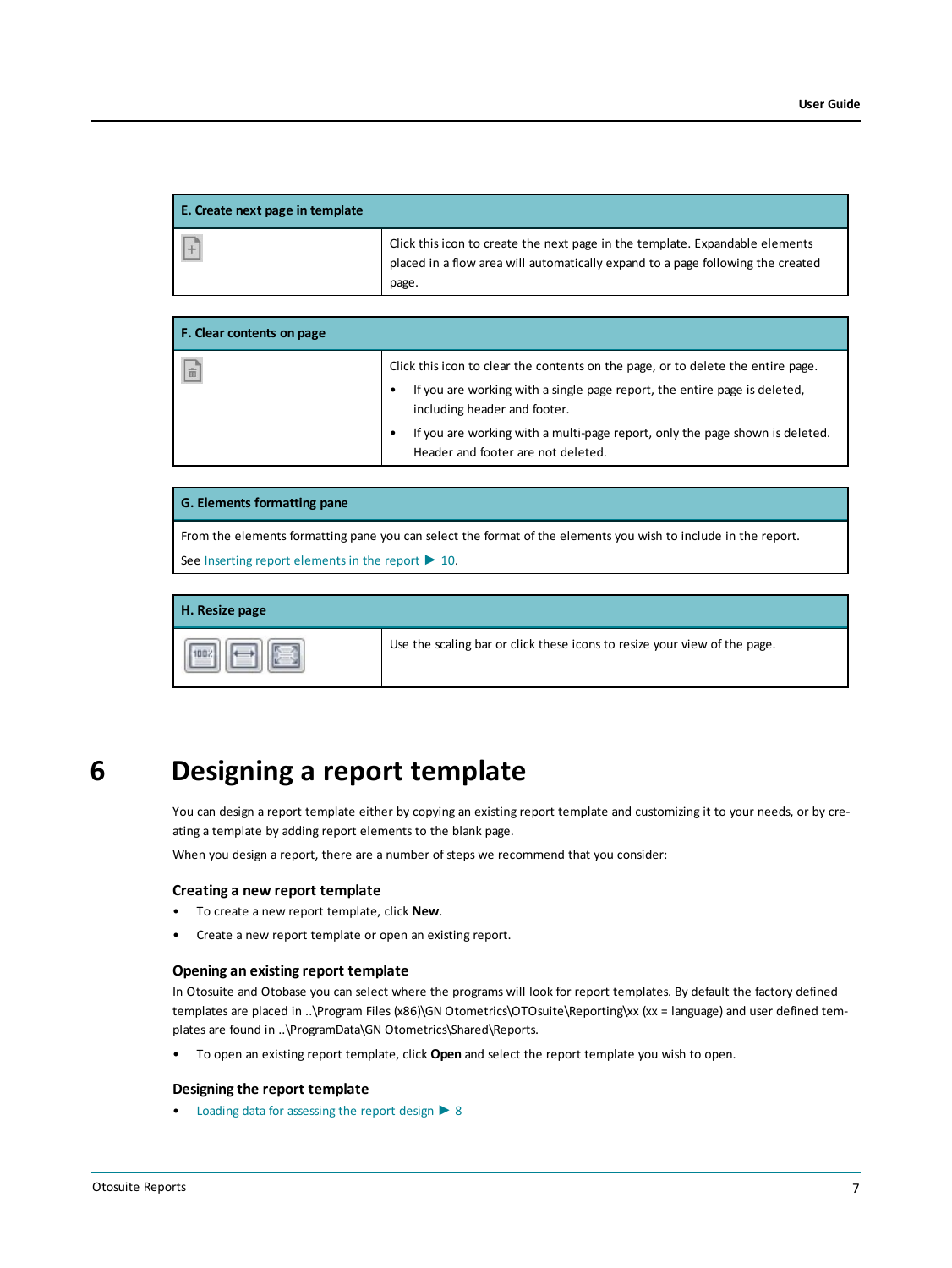| E. Create next page in template | |
|---|---|
| | Click this icon to create the next page in the template. Expandable elements placed in a flow area will automatically expand to a page following the created page. |

| F. Clear contents on page | |
|---|---|
| | Click this icon to clear the contents on the page, or to delete the entire page.<br>• If you are working with a single page report, the entire page is deleted, including header and footer.<br>• If you are working with a multi-page report, only the page shown is deleted. Header and footer are not deleted. |

| G. Elements formatting pane |
|---|
| From the elements formatting pane you can select the format of the elements you wish to include in the report.<br>See Inserting report elements in the report ▶ 10. |

| H. Resize page | |
|---|---|
| | Use the scaling bar or click these icons to resize your view of the page. |

# 6 Designing a report template

You can design a report template either by copying an existing report template and customizing it to your needs, or by creating a template by adding report elements to the blank page.

When you design a report, there are a number of steps we recommend that you consider:

### Creating a new report template

- To create a new report template, click **New**.
- Create a new report template or open an existing report.

### Opening an existing report template

In Otosuite and Otobase you can select where the programs will look for report templates. By default the factory defined templates are placed in ..\Program Files (x86)\GN Otometrics\OTOsuite\Reporting\xx (xx = language) and user defined templates are found in ..\ProgramData\GN Otometrics\Shared\Reports.

- To open an existing report template, click **Open** and select the report template you wish to open.

### Designing the report template

- Loading data for assessing the report design ▶ 8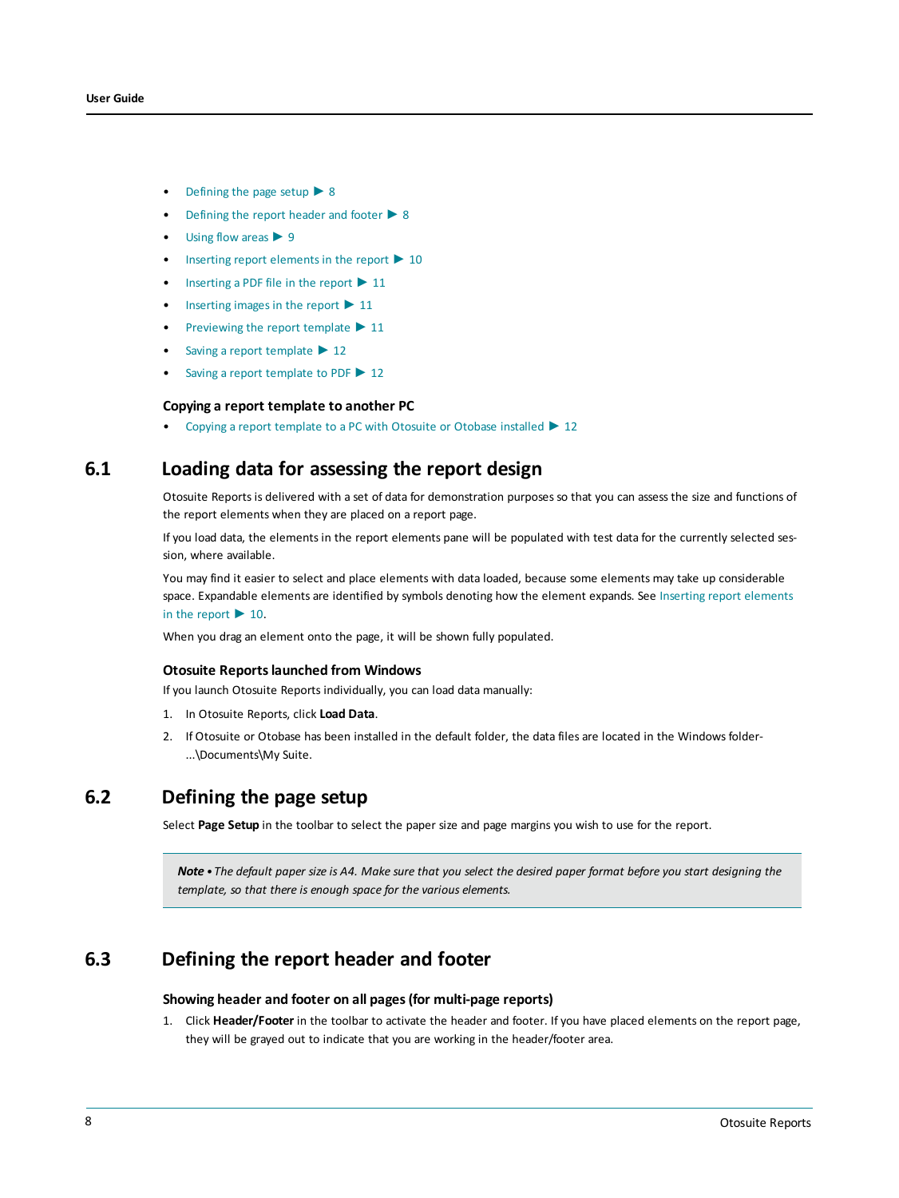- Defining the page setup ▶ 8
- Defining the report header and footer ▶ 8
- Using flow areas ▶ 9
- Inserting report elements in the report ▶ 10
- Inserting a PDF file in the report ▶ 11
- Inserting images in the report ▶ 11
- Previewing the report template ▶ 11
- Saving a report template ▶ 12
- Saving a report template to PDF ▶ 12

### Copying a report template to another PC

- Copying a report template to a PC with Otosuite or Otobase installed ▶ 12

## 6.1 Loading data for assessing the report design

Otosuite Reports is delivered with a set of data for demonstration purposes so that you can assess the size and functions of the report elements when they are placed on a report page.

If you load data, the elements in the report elements pane will be populated with test data for the currently selected session, where available.

You may find it easier to select and place elements with data loaded, because some elements may take up considerable space. Expandable elements are identified by symbols denoting how the element expands. See Inserting report elements in the report ▶ 10.

When you drag an element onto the page, it will be shown fully populated.

### Otosuite Reports launched from Windows

If you launch Otosuite Reports individually, you can load data manually:

1. In Otosuite Reports, click **Load Data**.
2. If Otosuite or Otobase has been installed in the default folder, the data files are located in the Windows folder- ...\Documents\My Suite.

## 6.2 Defining the page setup

Select **Page Setup** in the toolbar to select the paper size and page margins you wish to use for the report.

> ***Note •*** *The default paper size is A4. Make sure that you select the desired paper format before you start designing the template, so that there is enough space for the various elements.*

## 6.3 Defining the report header and footer

### Showing header and footer on all pages (for multi-page reports)

1. Click **Header/Footer** in the toolbar to activate the header and footer. If you have placed elements on the report page, they will be grayed out to indicate that you are working in the header/footer area.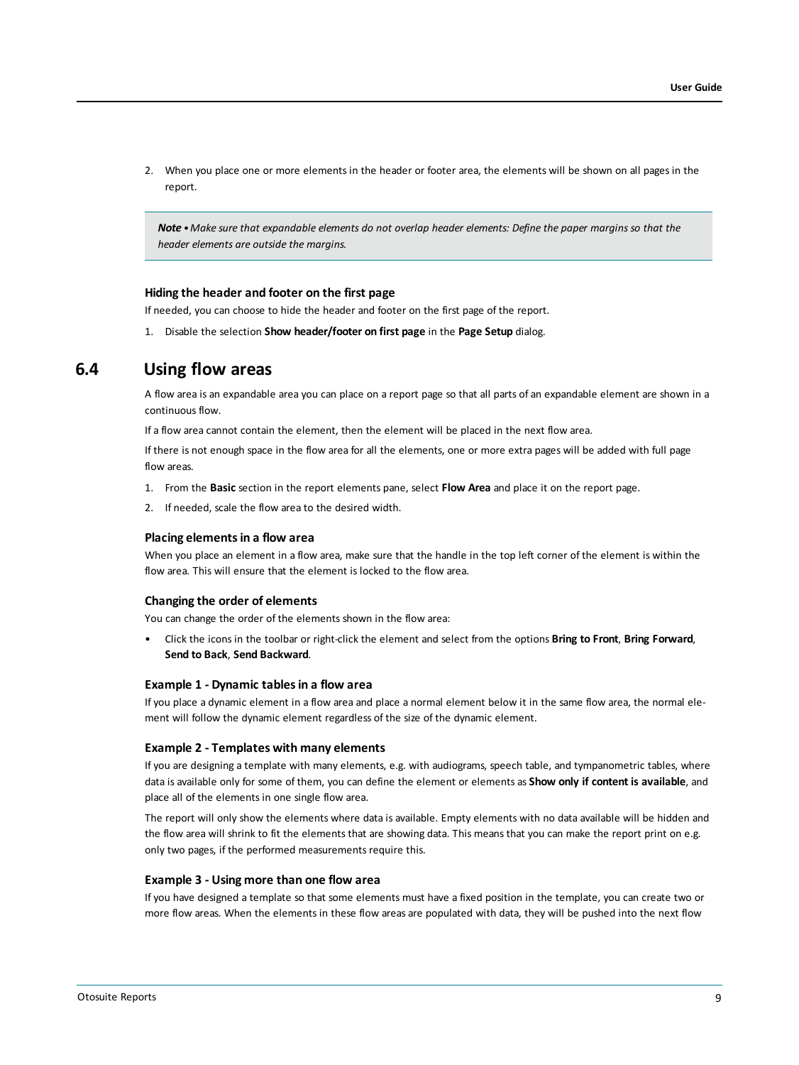2. When you place one or more elements in the header or footer area, the elements will be shown on all pages in the report.

> ***Note** • Make sure that expandable elements do not overlap header elements: Define the paper margins so that the header elements are outside the margins.*

### Hiding the header and footer on the first page

If needed, you can choose to hide the header and footer on the first page of the report.

1. Disable the selection **Show header/footer on first page** in the **Page Setup** dialog.

## 6.4 Using flow areas

A flow area is an expandable area you can place on a report page so that all parts of an expandable element are shown in a continuous flow.

If a flow area cannot contain the element, then the element will be placed in the next flow area.

If there is not enough space in the flow area for all the elements, one or more extra pages will be added with full page flow areas.

1. From the **Basic** section in the report elements pane, select **Flow Area** and place it on the report page.
2. If needed, scale the flow area to the desired width.

### Placing elements in a flow area

When you place an element in a flow area, make sure that the handle in the top left corner of the element is within the flow area. This will ensure that the element is locked to the flow area.

### Changing the order of elements

You can change the order of the elements shown in the flow area:

- Click the icons in the toolbar or right-click the element and select from the options **Bring to Front**, **Bring Forward**, **Send to Back**, **Send Backward**.

### Example 1 - Dynamic tables in a flow area

If you place a dynamic element in a flow area and place a normal element below it in the same flow area, the normal element will follow the dynamic element regardless of the size of the dynamic element.

### Example 2 - Templates with many elements

If you are designing a template with many elements, e.g. with audiograms, speech table, and tympanometric tables, where data is available only for some of them, you can define the element or elements as **Show only if content is available**, and place all of the elements in one single flow area.

The report will only show the elements where data is available. Empty elements with no data available will be hidden and the flow area will shrink to fit the elements that are showing data. This means that you can make the report print on e.g. only two pages, if the performed measurements require this.

### Example 3 - Using more than one flow area

If you have designed a template so that some elements must have a fixed position in the template, you can create two or more flow areas. When the elements in these flow areas are populated with data, they will be pushed into the next flow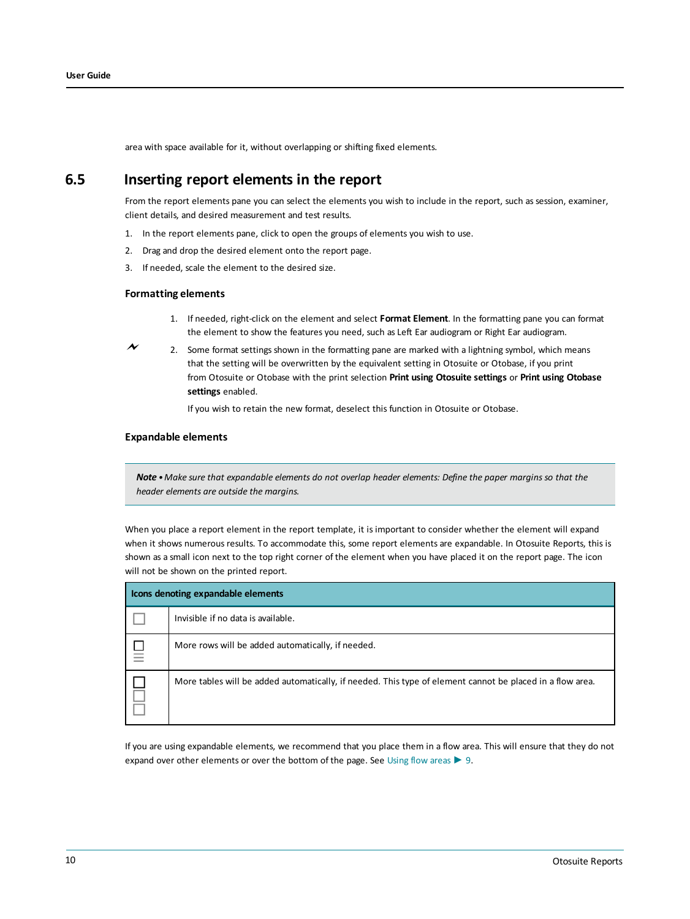area with space available for it, without overlapping or shifting fixed elements.

## 6.5 Inserting report elements in the report

From the report elements pane you can select the elements you wish to include in the report, such as session, examiner, client details, and desired measurement and test results.

1. In the report elements pane, click to open the groups of elements you wish to use.
2. Drag and drop the desired element onto the report page.
3. If needed, scale the element to the desired size.

### Formatting elements

1. If needed, right-click on the element and select **Format Element**. In the formatting pane you can format the element to show the features you need, such as Left Ear audiogram or Right Ear audiogram.
2. Some format settings shown in the formatting pane are marked with a lightning symbol, which means that the setting will be overwritten by the equivalent setting in Otosuite or Otobase, if you print from Otosuite or Otobase with the print selection **Print using Otosuite settings** or **Print using Otobase settings** enabled.

   If you wish to retain the new format, deselect this function in Otosuite or Otobase.

### Expandable elements

> ***Note*** *• Make sure that expandable elements do not overlap header elements: Define the paper margins so that the header elements are outside the margins.*

When you place a report element in the report template, it is important to consider whether the element will expand when it shows numerous results. To accommodate this, some report elements are expandable. In Otosuite Reports, this is shown as a small icon next to the top right corner of the element when you have placed it on the report page. The icon will not be shown on the printed report.

| Icons denoting expandable elements | |
|---|---|
| ☐ | Invisible if no data is available. |
| ☐ ☰ | More rows will be added automatically, if needed. |
| ☐ ☐ ☐ | More tables will be added automatically, if needed. This type of element cannot be placed in a flow area. |

If you are using expandable elements, we recommend that you place them in a flow area. This will ensure that they do not expand over other elements or over the bottom of the page. See Using flow areas ► 9.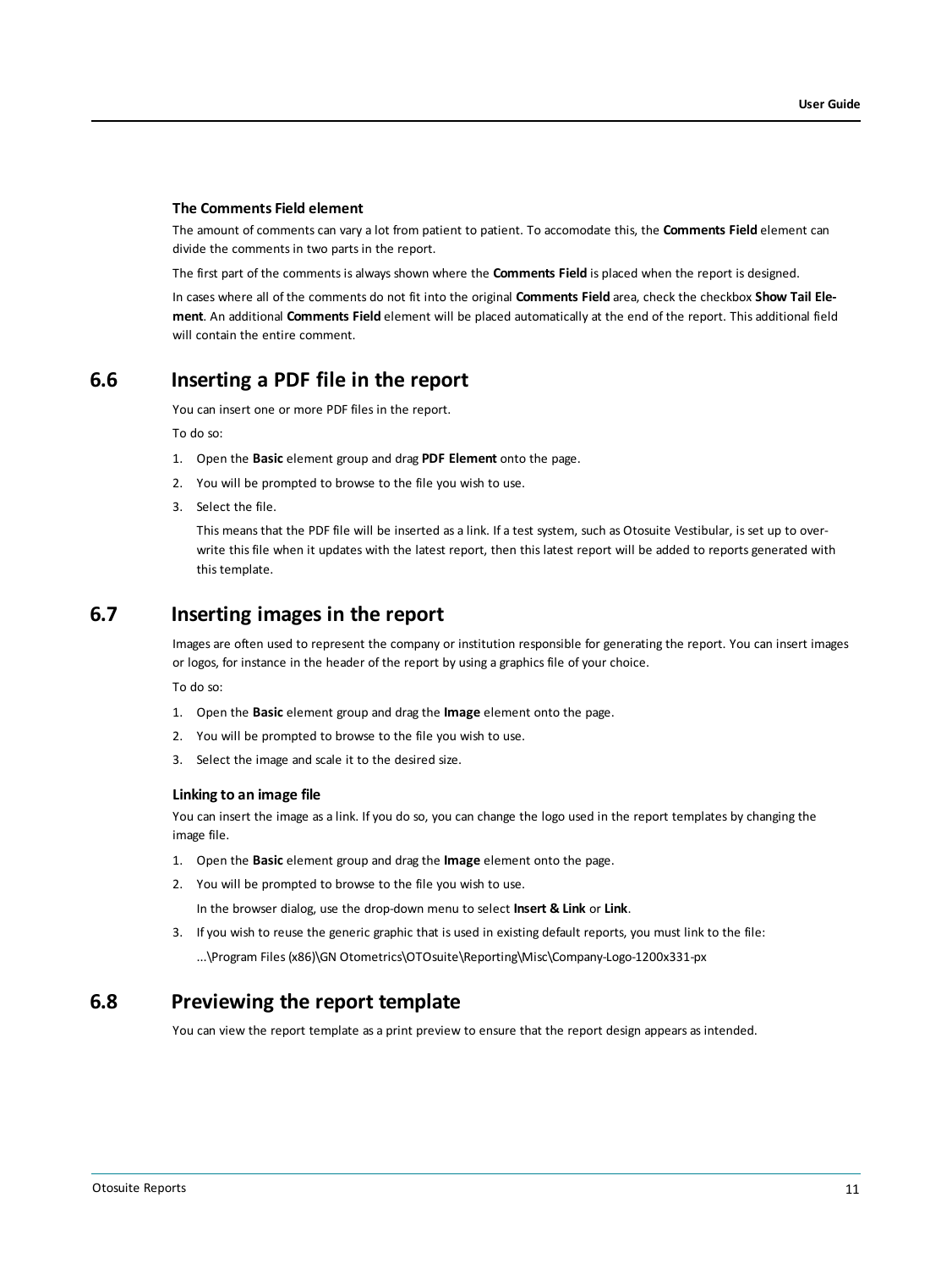### The Comments Field element

The amount of comments can vary a lot from patient to patient. To accomodate this, the **Comments Field** element can divide the comments in two parts in the report.

The first part of the comments is always shown where the **Comments Field** is placed when the report is designed.

In cases where all of the comments do not fit into the original **Comments Field** area, check the checkbox **Show Tail Element**. An additional **Comments Field** element will be placed automatically at the end of the report. This additional field will contain the entire comment.

## 6.6 Inserting a PDF file in the report

You can insert one or more PDF files in the report.

To do so:

1. Open the **Basic** element group and drag **PDF Element** onto the page.
2. You will be prompted to browse to the file you wish to use.
3. Select the file.

   This means that the PDF file will be inserted as a link. If a test system, such as Otosuite Vestibular, is set up to overwrite this file when it updates with the latest report, then this latest report will be added to reports generated with this template.

## 6.7 Inserting images in the report

Images are often used to represent the company or institution responsible for generating the report. You can insert images or logos, for instance in the header of the report by using a graphics file of your choice.

To do so:

1. Open the **Basic** element group and drag the **Image** element onto the page.
2. You will be prompted to browse to the file you wish to use.
3. Select the image and scale it to the desired size.

### Linking to an image file

You can insert the image as a link. If you do so, you can change the logo used in the report templates by changing the image file.

1. Open the **Basic** element group and drag the **Image** element onto the page.
2. You will be prompted to browse to the file you wish to use.

   In the browser dialog, use the drop-down menu to select **Insert & Link** or **Link**.
3. If you wish to reuse the generic graphic that is used in existing default reports, you must link to the file:

   ...\Program Files (x86)\GN Otometrics\OTOsuite\Reporting\Misc\Company-Logo-1200x331-px

## 6.8 Previewing the report template

You can view the report template as a print preview to ensure that the report design appears as intended.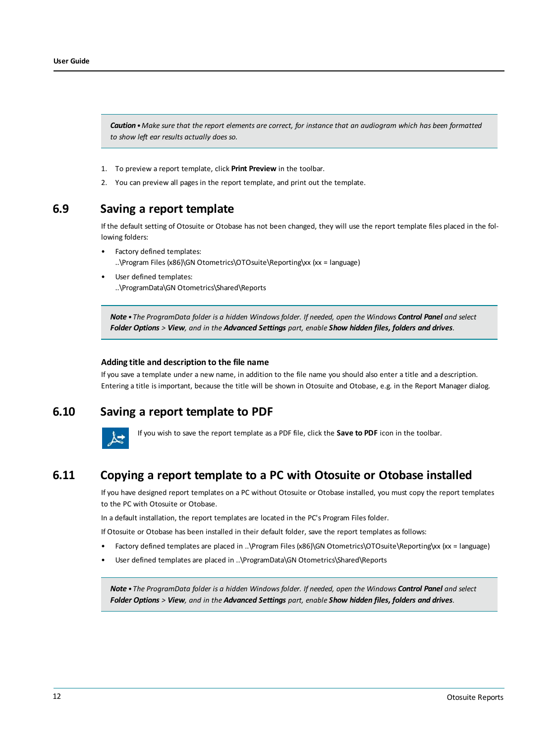> ***Caution*** *• Make sure that the report elements are correct, for instance that an audiogram which has been formatted to show left ear results actually does so.*

1. To preview a report template, click **Print Preview** in the toolbar.
2. You can preview all pages in the report template, and print out the template.

## 6.9 Saving a report template

If the default setting of Otosuite or Otobase has not been changed, they will use the report template files placed in the following folders:

- Factory defined templates:
  ..\Program Files (x86)\GN Otometrics\OTOsuite\Reporting\xx (xx = language)
- User defined templates:
  ..\ProgramData\GN Otometrics\Shared\Reports

> ***Note*** *• The ProgramData folder is a hidden Windows folder. If needed, open the Windows* ***Control Panel*** *and select* ***Folder Options*** *>* ***View****, and in the* ***Advanced Settings*** *part, enable* ***Show hidden files, folders and drives****.*

### Adding title and description to the file name

If you save a template under a new name, in addition to the file name you should also enter a title and a description. Entering a title is important, because the title will be shown in Otosuite and Otobase, e.g. in the Report Manager dialog.

## 6.10 Saving a report template to PDF

If you wish to save the report template as a PDF file, click the **Save to PDF** icon in the toolbar.

## 6.11 Copying a report template to a PC with Otosuite or Otobase installed

If you have designed report templates on a PC without Otosuite or Otobase installed, you must copy the report templates to the PC with Otosuite or Otobase.

In a default installation, the report templates are located in the PC's Program Files folder.

If Otosuite or Otobase has been installed in their default folder, save the report templates as follows:

- Factory defined templates are placed in ..\Program Files (x86)\GN Otometrics\OTOsuite\Reporting\xx (xx = language)
- User defined templates are placed in ..\ProgramData\GN Otometrics\Shared\Reports

> ***Note*** *• The ProgramData folder is a hidden Windows folder. If needed, open the Windows* ***Control Panel*** *and select* ***Folder Options*** *>* ***View****, and in the* ***Advanced Settings*** *part, enable* ***Show hidden files, folders and drives****.*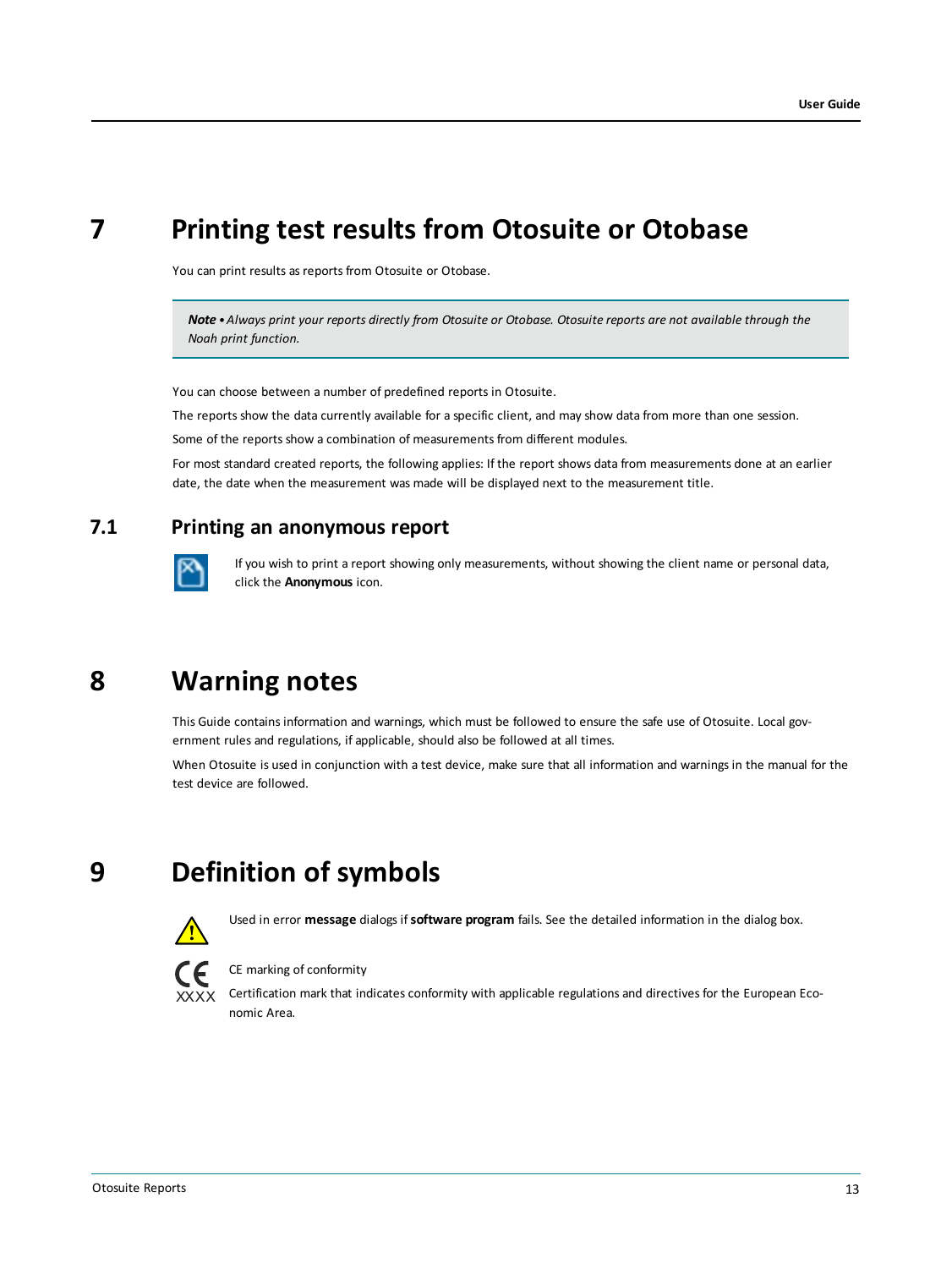# 7 Printing test results from Otosuite or Otobase

You can print results as reports from Otosuite or Otobase.

> ***Note •*** *Always print your reports directly from Otosuite or Otobase. Otosuite reports are not available through the Noah print function.*

You can choose between a number of predefined reports in Otosuite.

The reports show the data currently available for a specific client, and may show data from more than one session.

Some of the reports show a combination of measurements from different modules.

For most standard created reports, the following applies: If the report shows data from measurements done at an earlier date, the date when the measurement was made will be displayed next to the measurement title.

## 7.1 Printing an anonymous report

If you wish to print a report showing only measurements, without showing the client name or personal data, click the **Anonymous** icon.

# 8 Warning notes

This Guide contains information and warnings, which must be followed to ensure the safe use of Otosuite. Local government rules and regulations, if applicable, should also be followed at all times.

When Otosuite is used in conjunction with a test device, make sure that all information and warnings in the manual for the test device are followed.

# 9 Definition of symbols

Used in error **message** dialogs if **software program** fails. See the detailed information in the dialog box.

CE marking of conformity

Certification mark that indicates conformity with applicable regulations and directives for the European Economic Area.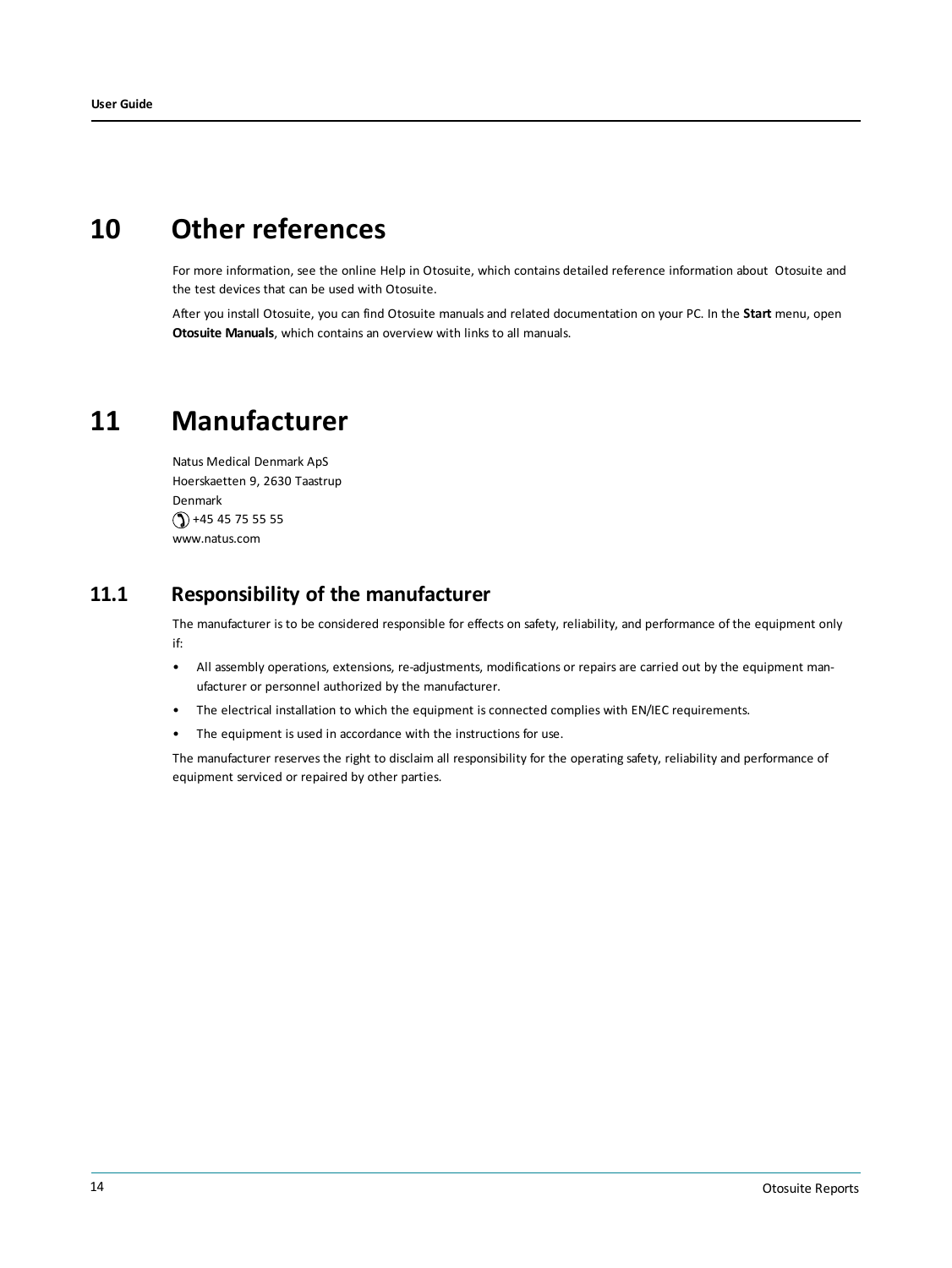# 10 Other references

For more information, see the online Help in Otosuite, which contains detailed reference information about Otosuite and the test devices that can be used with Otosuite.

After you install Otosuite, you can find Otosuite manuals and related documentation on your PC. In the **Start** menu, open **Otosuite Manuals**, which contains an overview with links to all manuals.

# 11 Manufacturer

Natus Medical Denmark ApS
Hoerskaetten 9, 2630 Taastrup
Denmark
+45 45 75 55 55
www.natus.com

## 11.1 Responsibility of the manufacturer

The manufacturer is to be considered responsible for effects on safety, reliability, and performance of the equipment only if:

- All assembly operations, extensions, re-adjustments, modifications or repairs are carried out by the equipment manufacturer or personnel authorized by the manufacturer.
- The electrical installation to which the equipment is connected complies with EN/IEC requirements.
- The equipment is used in accordance with the instructions for use.

The manufacturer reserves the right to disclaim all responsibility for the operating safety, reliability and performance of equipment serviced or repaired by other parties.